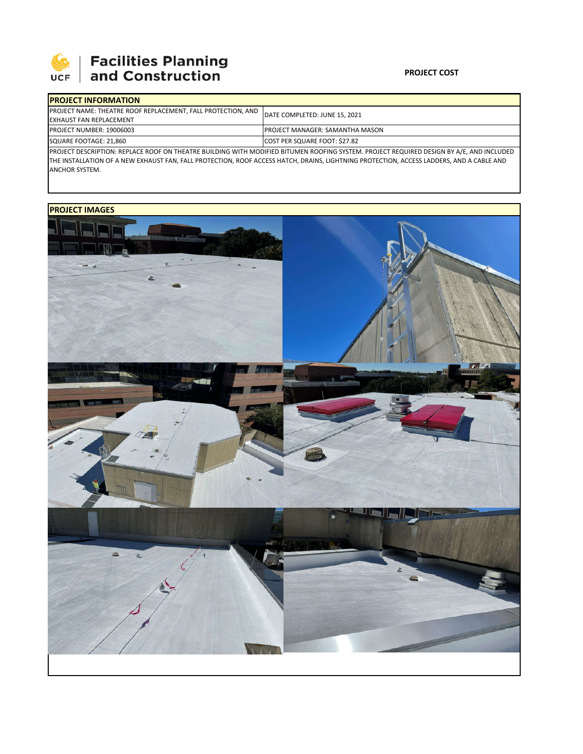**UCF Facilities Planning and Construction**

**PROJECT COST**

| PROJECT INFORMATION | |
|---|---|
| PROJECT NAME: THEATRE ROOF REPLACEMENT, FALL PROTECTION, AND EXHAUST FAN REPLACEMENT | DATE COMPLETED: JUNE 15, 2021 |
| PROJECT NUMBER: 19006003 | PROJECT MANAGER: SAMANTHA MASON |
| SQUARE FOOTAGE: 21,860 | COST PER SQUARE FOOT: $27.82 |

PROJECT DESCRIPTION: REPLACE ROOF ON THEATRE BUILDING WITH MODIFIED BITUMEN ROOFING SYSTEM. PROJECT REQUIRED DESIGN BY A/E, AND INCLUDED THE INSTALLATION OF A NEW EXHAUST FAN, FALL PROTECTION, ROOF ACCESS HATCH, DRAINS, LIGHTNING PROTECTION, ACCESS LADDERS, AND A CABLE AND ANCHOR SYSTEM.

**PROJECT IMAGES**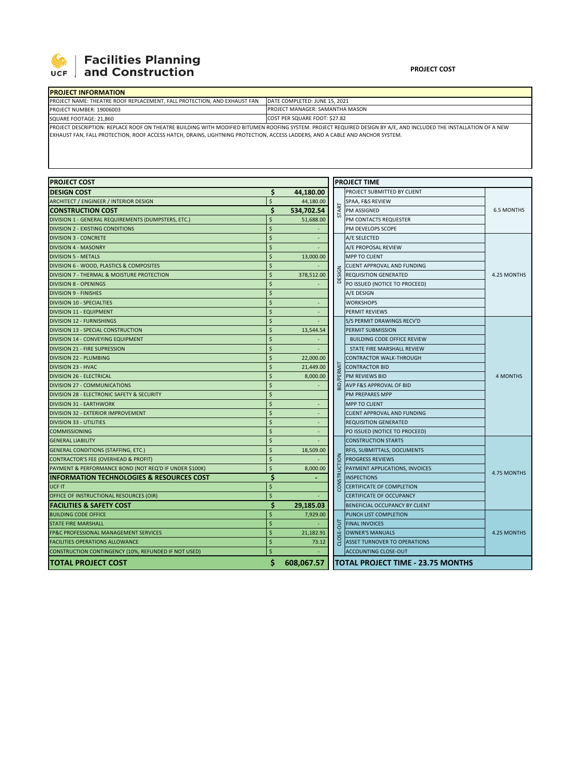**Facilities Planning and Construction**

**PROJECT COST**

| **PROJECT INFORMATION** | |
|---|---|
| PROJECT NAME: THEATRE ROOF REPLACEMENT, FALL PROTECTION, AND EXHAUST FAN | DATE COMPLETED: JUNE 15, 2021 |
| PROJECT NUMBER: 19006003 | PROJECT MANAGER: SAMANTHA MASON |
| SQUARE FOOTAGE: 21,860 | COST PER SQUARE FOOT: $27.82 |

PROJECT DESCRIPTION: REPLACE ROOF ON THEATRE BUILDING WITH MODIFIED BITUMEN ROOFING SYSTEM. PROJECT REQUIRED DESIGN BY A/E, AND INCLUDED THE INSTALLATION OF A NEW EXHAUST FAN, FALL PROTECTION, ROOF ACCESS HATCH, DRAINS, LIGHTNING PROTECTION, ACCESS LADDERS, AND A CABLE AND ANCHOR SYSTEM.

| **PROJECT COST** | |
|---|---|
| **DESIGN COST** | **$ 44,180.00** |
| ARCHITECT / ENGINEER / INTERIOR DESIGN | $ 44,180.00 |
| **CONSTRUCTION COST** | **$ 534,702.54** |
| DIVISION 1 - GENERAL REQUIREMENTS (DUMPSTERS, ETC.) | $ 51,688.00 |
| DIVISION 2 - EXISTING CONDITIONS | $ - |
| DIVISION 3 - CONCRETE | $ - |
| DIVISION 4 - MASONRY | $ - |
| DIVISION 5 - METALS | $ 13,000.00 |
| DIVISION 6 - WOOD, PLASTICS & COMPOSITES | $ - |
| DIVISION 7 - THERMAL & MOISTURE PROTECTION | $ 378,512.00 |
| DIVISION 8 - OPENINGS | $ - |
| DIVISION 9 - FINISHES | $ |
| DIVISION 10 - SPECIALTIES | $ - |
| DIVISION 11 - EQUIPMENT | $ - |
| DIVISION 12 - FURNISHINGS | $ - |
| DIVISION 13 - SPECIAL CONSTRUCTION | $ 13,544.54 |
| DIVISION 14 - CONVEYING EQUIPMENT | $ - |
| DIVISION 21 - FIRE SUPRESSION | $ - |
| DIVISION 22 - PLUMBING | $ 22,000.00 |
| DIVISION 23 - HVAC | $ 21,449.00 |
| DIVISION 26 - ELECTRICAL | $ 8,000.00 |
| DIVISION 27 - COMMUNICATIONS | $ - |
| DIVISION 28 - ELECTRONIC SAFETY & SECURITY | $ |
| DIVISION 31 - EARTHWORK | $ - |
| DIVISION 32 - EXTERIOR IMPROVEMENT | $ - |
| DIVISION 33 - UTILITIES | $ - |
| COMMISSIONING | $ - |
| GENERAL LIABILITY | $ - |
| GENERAL CONDITIONS (STAFFING, ETC.) | $ 18,509.00 |
| CONTRACTOR'S FEE (OVERHEAD & PROFIT) | $ - |
| PAYMENT & PERFORMANCE BOND (NOT REQ'D IF UNDER $100K) | $ 8,000.00 |
| **INFORMATION TECHNOLOGIES & RESOURCES COST** | **$ -** |
| UCF IT | $ |
| OFFICE OF INSTRUCTIONAL RESOURCES (OIR) | $ - |
| **FACILITIES & SAFETY COST** | **$ 29,185.03** |
| BUILDING CODE OFFICE | $ 7,929.00 |
| STATE FIRE MARSHALL | $ - |
| FP&C PROFESSIONAL MANAGEMENT SERVICES | $ 21,182.91 |
| FACILITIES OPERATIONS ALLOWANCE | $ 73.12 |
| CONSTRUCTION CONTINGENCY (10%, REFUNDED IF NOT USED) | $ - |
| **TOTAL PROJECT COST** | **$ 608,067.57** |

| **PROJECT TIME** | | |
|---|---|---|
| START | PROJECT SUBMITTED BY CLIENT | 6.5 MONTHS |
| | SPAA, F&S REVIEW | |
| | PM ASSIGNED | |
| | PM CONTACTS REQUESTER | |
| | PM DEVELOPS SCOPE | |
| DESIGN | A/E SELECTED | 4.25 MONTHS |
| | A/E PROPOSAL REVIEW | |
| | MPP TO CLIENT | |
| | CLIENT APPROVAL AND FUNDING | |
| | REQUISITION GENERATED | |
| | PO ISSUED (NOTICE TO PROCEED) | |
| | A/E DESIGN | |
| | WORKSHOPS | |
| | PERMIT REVIEWS | |
| BID/PERMIT | S/S PERMIT DRAWINGS RECV'D | 4 MONTHS |
| | PERMIT SUBMISSION | |
| | BUILDING CODE OFFICE REVIEW | |
| | STATE FIRE MARSHALL REVIEW | |
| | CONTRACTOR WALK-THROUGH | |
| | CONTRACTOR BID | |
| | PM REVIEWS BID | |
| | AVP F&S APPROVAL OF BID | |
| | PM PREPARES MPP | |
| | MPP TO CLIENT | |
| | CLIENT APPROVAL AND FUNDING | |
| | REQUISITION GENERATED | |
| | PO ISSUED (NOTICE TO PROCEED) | |
| CONSTRUCTION | CONSTRUCTION STARTS | 4.75 MONTHS |
| | RFIS, SUBMITTALS, DOCUMENTS | |
| | PROGRESS REVIEWS | |
| | PAYMENT APPLICATIONS, INVOICES | |
| | INSPECTIONS | |
| | CERTIFICATE OF COMPLETION | |
| | CERTIFICATE OF OCCUPANCY | |
| | BENEFICIAL OCCUPANCY BY CLIENT | |
| CLOSE-OUT | PUNCH LIST COMPLETION | 4.25 MONTHS |
| | FINAL INVOICES | |
| | OWNER'S MANUALS | |
| | ASSET TURNOVER TO OPERATIONS | |
| | ACCOUNTING CLOSE-OUT | |
| **TOTAL PROJECT TIME - 23.75 MONTHS** | | |